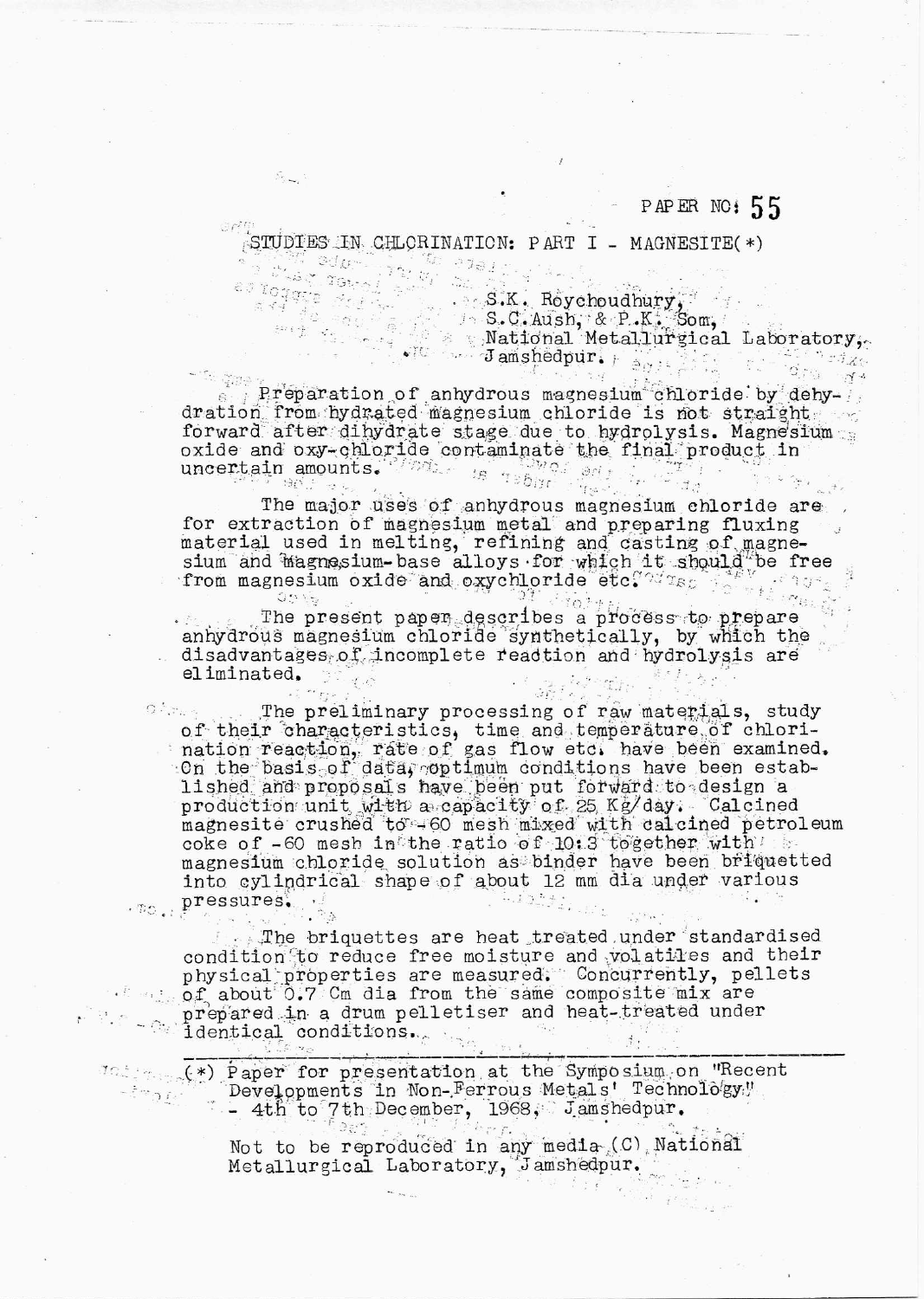PAPER NO: 55

# STUDIES IN CHLORINATION: PART I - MAGNESITE(*)

S.K. Roychoudhury,
S.C. Aush, & P.K. Som,
National Metallurgical Laboratory,
Jamshedpur.

Preparation of anhydrous magnesium chloride by dehydration from hydrated magnesium chloride is not straight forward after dihydrate stage due to hydrolysis. Magnesium oxide and oxy-chloride contaminate the final product in uncertain amounts.

The major uses of anhydrous magnesium chloride are for extraction of magnesium metal and preparing fluxing material used in melting, refining and casting of magnesium and magnesium-base alloys for which it should be free from magnesium oxide and oxychloride etc.

The present paper describes a process to prepare anhydrous magnesium chloride synthetically, by which the disadvantages of incomplete reaction and hydrolysis are eliminated.

The preliminary processing of raw materials, study of their characteristics, time and temperature of chlorination reaction, rate of gas flow etc. have been examined. On the basis of data, optimum conditions have been established and proposals have been put forward to design a production unit with a capacity of 25 Kg/day. Calcined magnesite crushed to -60 mesh mixed with calcined petroleum coke of -60 mesh in the ratio of 10:3 together with magnesium chloride solution as binder have been briquetted into cylindrical shape of about 12 mm dia under various pressures.

The briquettes are heat treated under standardised condition to reduce free moisture and volatiles and their physical properties are measured. Concurrently, pellets of about 0.7 Cm dia from the same composite mix are prepared in a drum pelletiser and heat-treated under identical conditions.

---

(*) Paper for presentation at the Symposium on "Recent Developments in Non-Ferrous Metals' Technology" - 4th to 7th December, 1968, Jamshedpur.

Not to be reproduced in any media (C) National Metallurgical Laboratory, Jamshedpur.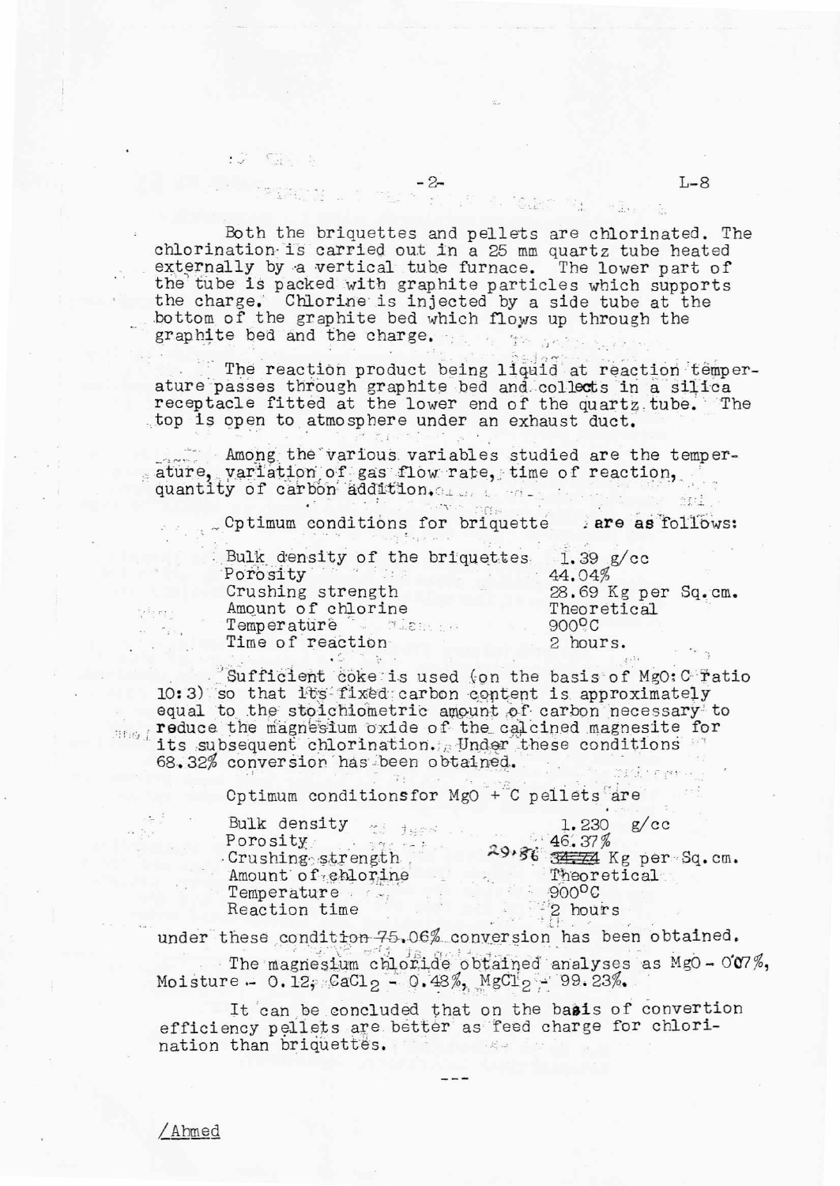Both the briquettes and pellets are chlorinated. The chlorination is carried out in a 25 mm quartz tube heated externally by a vertical tube furnace. The lower part of the tube is packed with graphite particles which supports the charge. Chlorine is injected by a side tube at the bottom of the graphite bed which flows up through the graphite bed and the charge.

The reaction product being liquid at reaction temperature passes through graphite bed and collects in a silica receptacle fitted at the lower end of the quartz tube. The top is open to atmosphere under an exhaust duct.

Among the various variables studied are the temperature, variation of gas flow rate, time of reaction, quantity of carbon addition.

Optimum conditions for briquette are as follows:

| | |
|---|---|
| Bulk density of the briquettes | 1.39 g/cc |
| Porosity | 44.04% |
| Crushing strength | 28.69 Kg per Sq.cm. |
| Amount of chlorine | Theoretical |
| Temperature | 900°C |
| Time of reaction | 2 hours. |

Sufficient coke is used (on the basis of MgO:C ratio 10:3) so that its fixed carbon content is approximately equal to the stoichiometric amount of carbon necessary to reduce the magnesium oxide of the calcined magnesite for its subsequent chlorination. Under these conditions 68.32% conversion has been obtained.

Optimum conditions for MgO + C pellets are

| | |
|---|---|
| Bulk density | 1.230 g/cc |
| Porosity | 46.37% |
| Crushing strength | ~~34.74~~ 29.86 Kg per Sq.cm. |
| Amount of chlorine | Theoretical |
| Temperature | 900°C |
| Reaction time | 2 hours |

under these condition 75.06% conversion has been obtained.

The magnesium chloride obtained analyses as MgO - 0.07%, Moisture - 0.12, $CaCl_2$ - 0.48%, $MgCl_2$ - 99.23%.

It can be concluded that on the basis of convertion efficiency pellets are better as feed charge for chlorination than briquettes.

---

/Ahmed